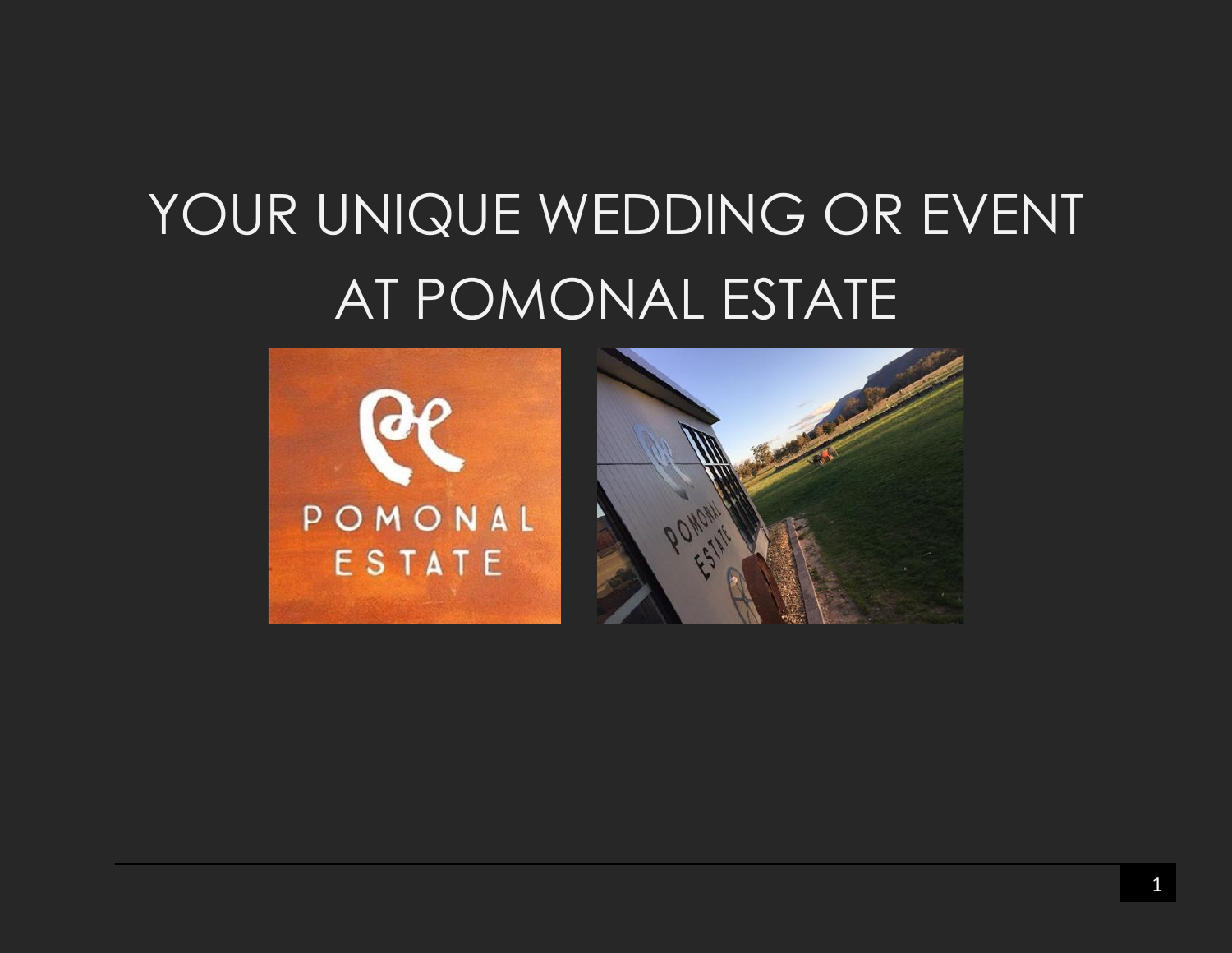# YOUR UNIQUE WEDDING OR EVENT AT POMONAL ESTATE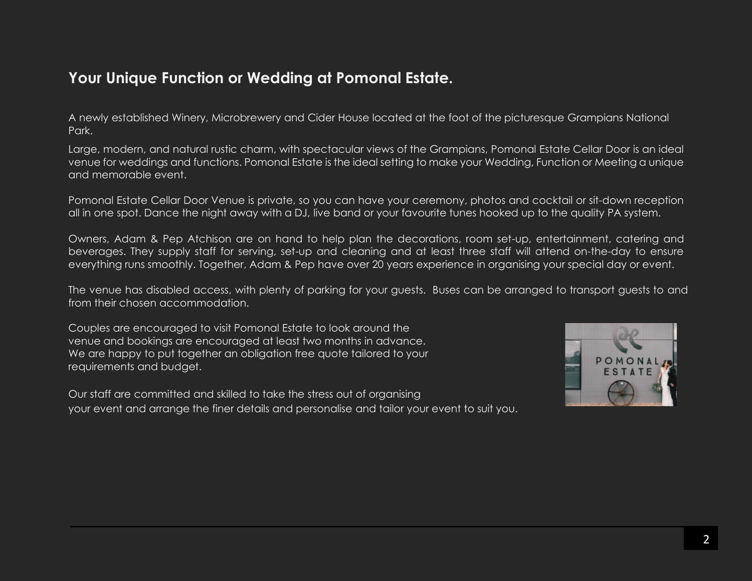## Your Unique Function or Wedding at Pomonal Estate.

A newly established Winery, Microbrewery and Cider House located at the foot of the picturesque Grampians National Park.

Large, modern, and natural rustic charm, with spectacular views of the Grampians, Pomonal Estate Cellar Door is an ideal venue for weddings and functions. Pomonal Estate is the ideal setting to make your Wedding, Function or Meeting a unique and memorable event.

Pomonal Estate Cellar Door Venue is private, so you can have your ceremony, photos and cocktail or sit-down reception all in one spot. Dance the night away with a DJ, live band or your favourite tunes hooked up to the quality PA system.

Owners, Adam & Pep Atchison are on hand to help plan the decorations, room set-up, entertainment, catering and beverages. They supply staff for serving, set-up and cleaning and at least three staff will attend on-the-day to ensure everything runs smoothly. Together, Adam & Pep have over 20 years experience in organising your special day or event.

The venue has disabled access, with plenty of parking for your guests. Buses can be arranged to transport guests to and from their chosen accommodation.

Couples are encouraged to visit Pomonal Estate to look around the venue and bookings are encouraged at least two months in advance. We are happy to put together an obligation free quote tailored to your requirements and budget.

Our staff are committed and skilled to take the stress out of organising your event and arrange the finer details and personalise and tailor your event to suit you.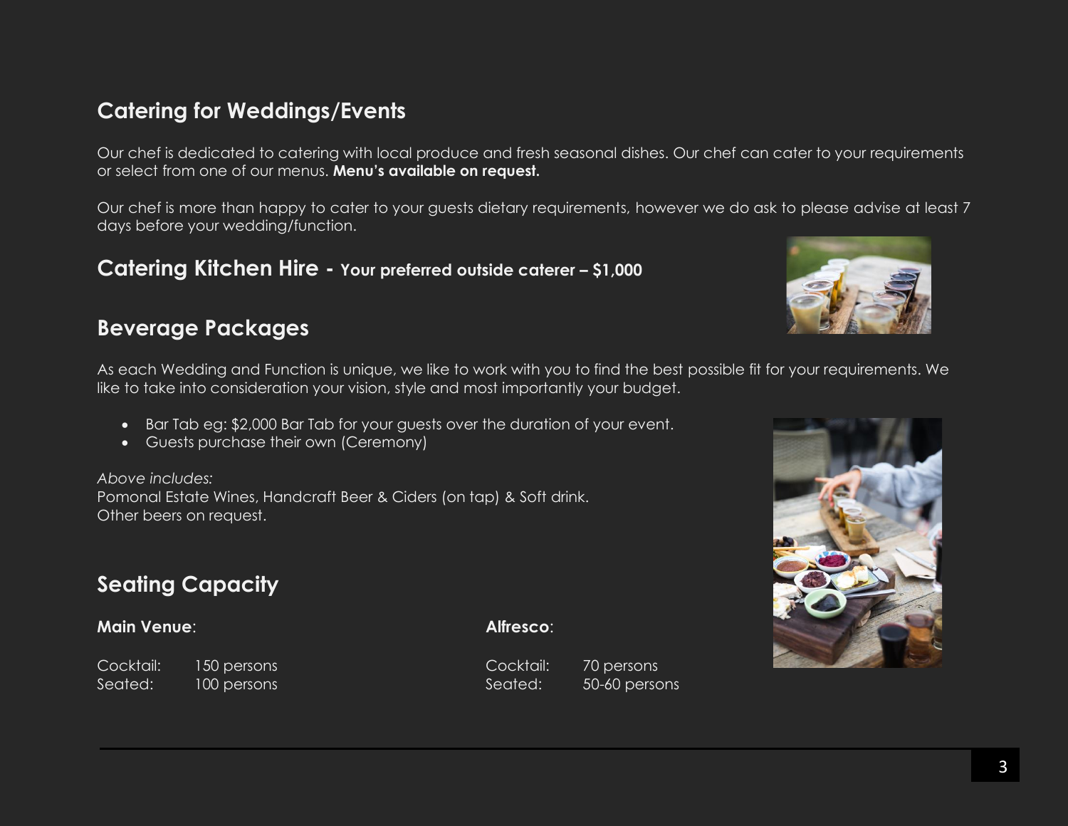## Catering for Weddings/Events

Our chef is dedicated to catering with local produce and fresh seasonal dishes. Our chef can cater to your requirements or select from one of our menus. **Menu's available on request.**

Our chef is more than happy to cater to your guests dietary requirements, however we do ask to please advise at least 7 days before your wedding/function.

## Catering Kitchen Hire - **Your preferred outside caterer – $1,000**

## Beverage Packages

As each Wedding and Function is unique, we like to work with you to find the best possible fit for your requirements. We like to take into consideration your vision, style and most importantly your budget.

- Bar Tab eg: $2,000 Bar Tab for your guests over the duration of your event.
- Guests purchase their own (Ceremony)

*Above includes:*
Pomonal Estate Wines, Handcraft Beer & Ciders (on tap) & Soft drink.
Other beers on request.

## Seating Capacity

**Main Venue**:

| | |
|---|---|
| Cocktail: | 150 persons |
| Seated: | 100 persons |

**Alfresco**:

| | |
|---|---|
| Cocktail: | 70 persons |
| Seated: | 50-60 persons |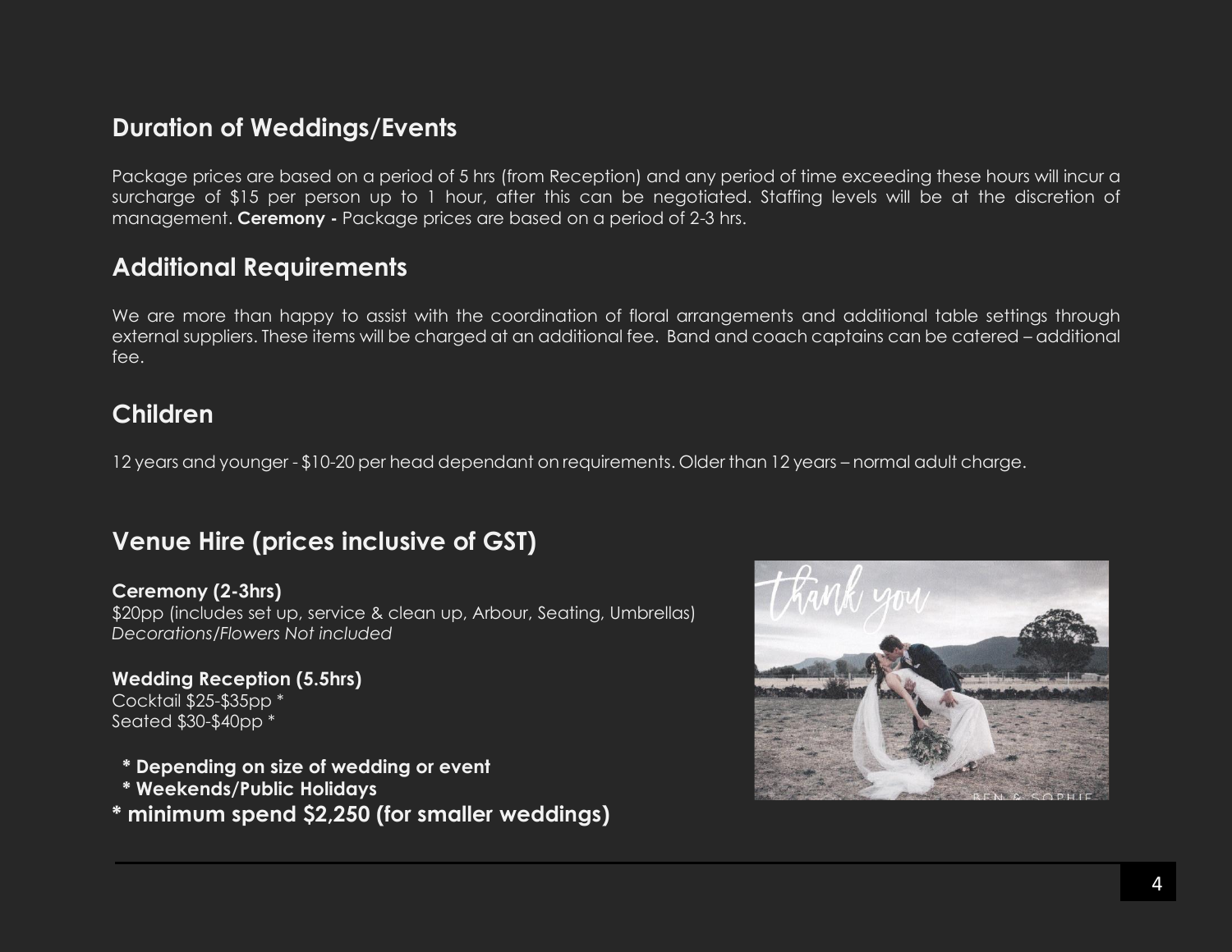## Duration of Weddings/Events

Package prices are based on a period of 5 hrs (from Reception) and any period of time exceeding these hours will incur a surcharge of $15 per person up to 1 hour, after this can be negotiated. Staffing levels will be at the discretion of management. **Ceremony -** Package prices are based on a period of 2-3 hrs.

## Additional Requirements

We are more than happy to assist with the coordination of floral arrangements and additional table settings through external suppliers. These items will be charged at an additional fee. Band and coach captains can be catered – additional fee.

## Children

12 years and younger - $10-20 per head dependant on requirements. Older than 12 years – normal adult charge.

## Venue Hire (prices inclusive of GST)

**Ceremony (2-3hrs)**
$20pp (includes set up, service & clean up, Arbour, Seating, Umbrellas)
*Decorations/Flowers Not included*

**Wedding Reception (5.5hrs)**
Cocktail $25-$35pp *
Seated $30-$40pp *

**\* Depending on size of wedding or event**
**\* Weekends/Public Holidays**
**\* minimum spend $2,250 (for smaller weddings)**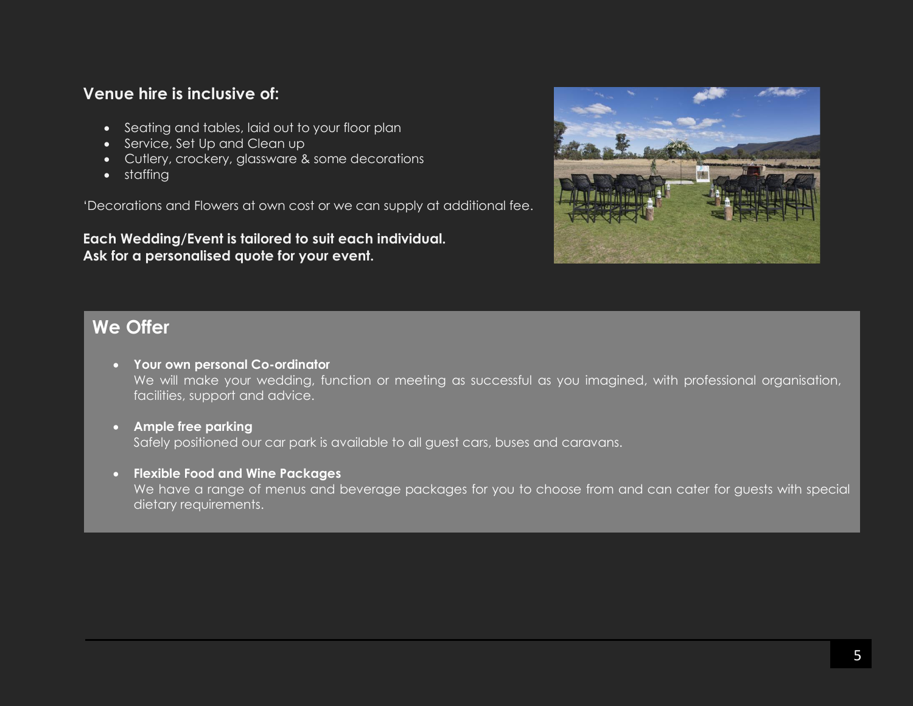## Venue hire is inclusive of:

- Seating and tables, laid out to your floor plan
- Service, Set Up and Clean up
- Cutlery, crockery, glassware & some decorations
- staffing

'Decorations and Flowers at own cost or we can supply at additional fee.

**Each Wedding/Event is tailored to suit each individual.**
**Ask for a personalised quote for your event.**

## We Offer

- **Your own personal Co-ordinator**
  We will make your wedding, function or meeting as successful as you imagined, with professional organisation, facilities, support and advice.

- **Ample free parking**
  Safely positioned our car park is available to all guest cars, buses and caravans.

- **Flexible Food and Wine Packages**
  We have a range of menus and beverage packages for you to choose from and can cater for guests with special dietary requirements.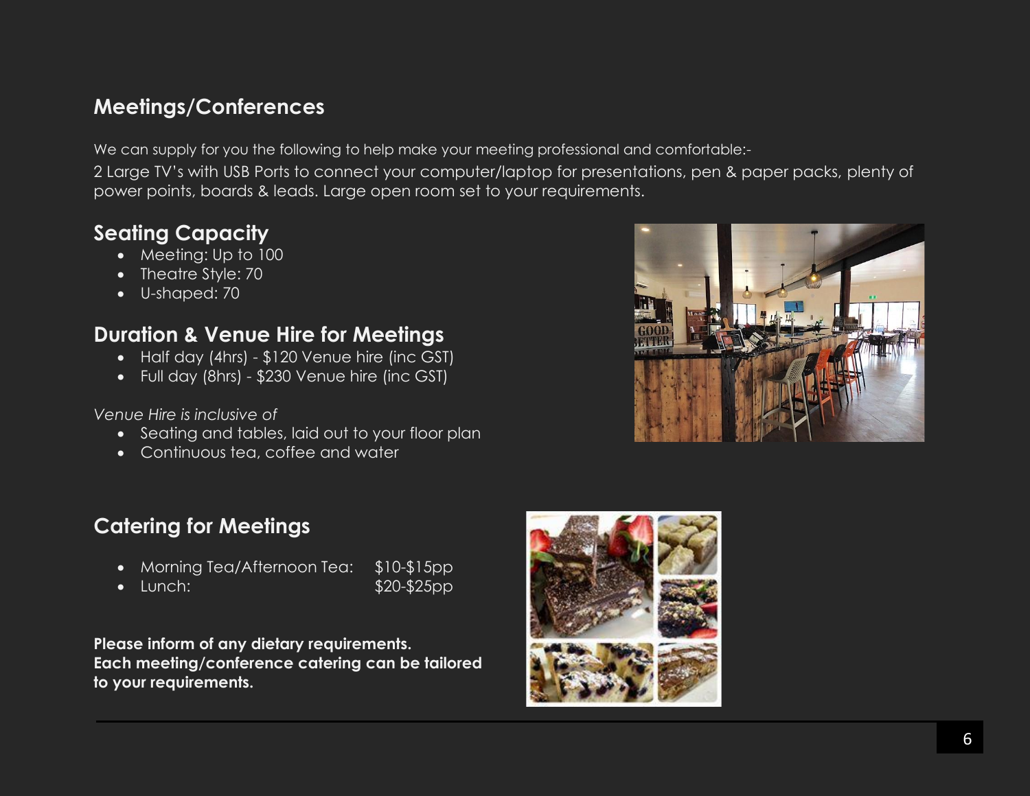## Meetings/Conferences

We can supply for you the following to help make your meeting professional and comfortable:-

2 Large TV's with USB Ports to connect your computer/laptop for presentations, pen & paper packs, plenty of power points, boards & leads. Large open room set to your requirements.

### Seating Capacity

- Meeting: Up to 100
- Theatre Style: 70
- U-shaped: 70

### Duration & Venue Hire for Meetings

- Half day (4hrs) - $120 Venue hire (inc GST)
- Full day (8hrs) - $230 Venue hire (inc GST)

*Venue Hire is inclusive of*

- Seating and tables, laid out to your floor plan
- Continuous tea, coffee and water

### Catering for Meetings

- Morning Tea/Afternoon Tea: $10-$15pp
- Lunch: $20-$25pp

**Please inform of any dietary requirements.**
**Each meeting/conference catering can be tailored to your requirements.**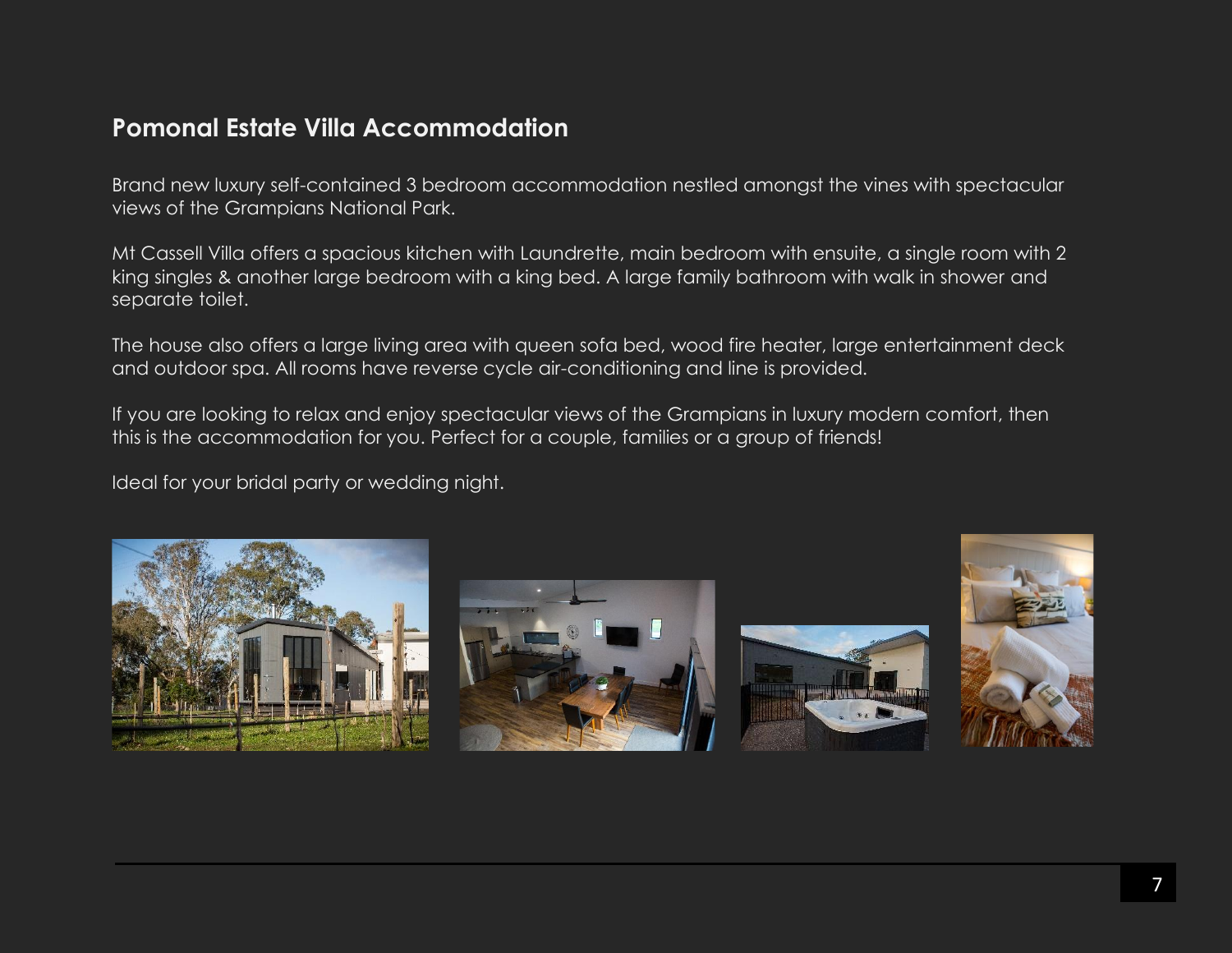## Pomonal Estate Villa Accommodation

Brand new luxury self-contained 3 bedroom accommodation nestled amongst the vines with spectacular views of the Grampians National Park.

Mt Cassell Villa offers a spacious kitchen with Laundrette, main bedroom with ensuite, a single room with 2 king singles & another large bedroom with a king bed. A large family bathroom with walk in shower and separate toilet.

The house also offers a large living area with queen sofa bed, wood fire heater, large entertainment deck and outdoor spa. All rooms have reverse cycle air-conditioning and line is provided.

If you are looking to relax and enjoy spectacular views of the Grampians in luxury modern comfort, then this is the accommodation for you. Perfect for a couple, families or a group of friends!

Ideal for your bridal party or wedding night.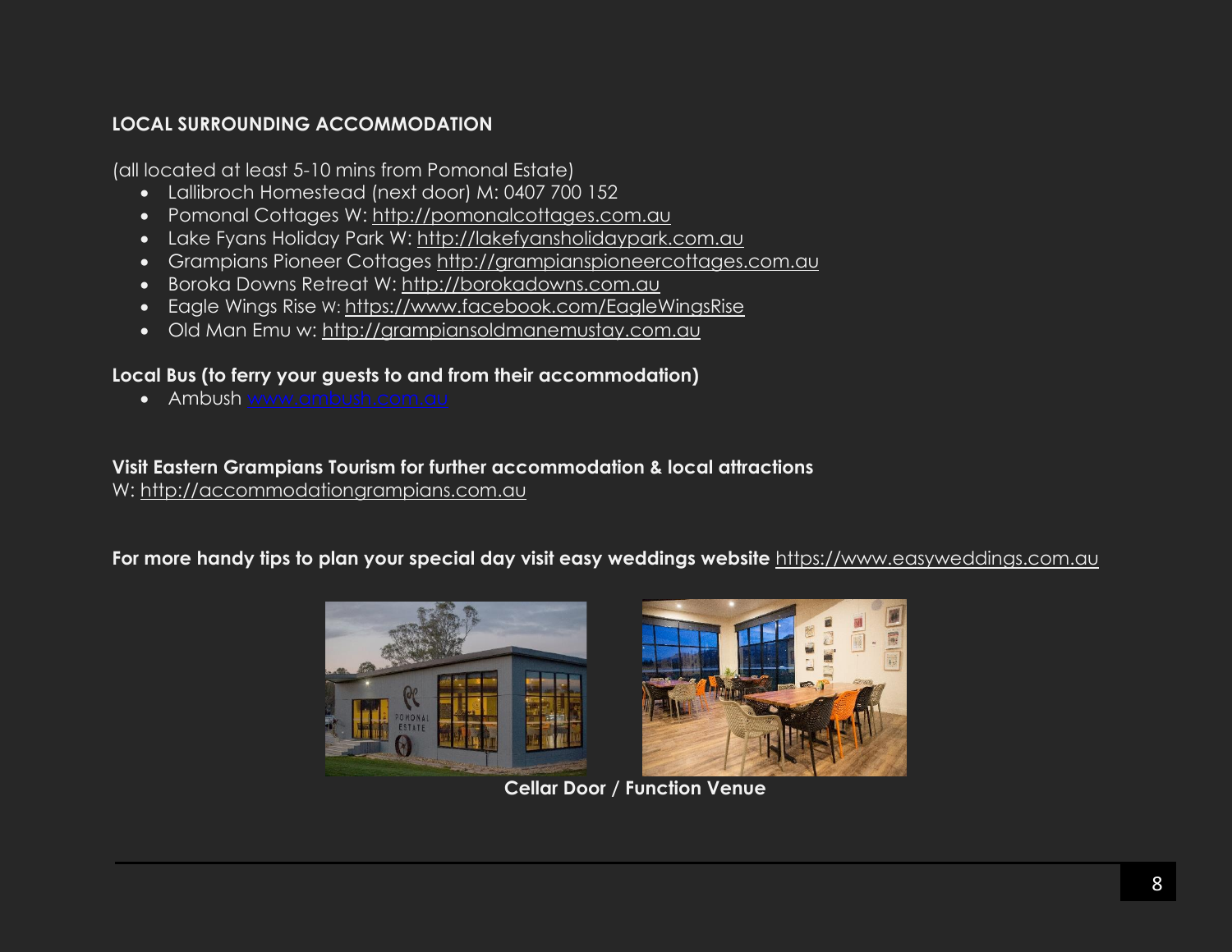## LOCAL SURROUNDING ACCOMMODATION

(all located at least 5-10 mins from Pomonal Estate)

- Lallibroch Homestead (next door) M: 0407 700 152
- Pomonal Cottages W: http://pomonalcottages.com.au
- Lake Fyans Holiday Park W: http://lakefyansholidaypark.com.au
- Grampians Pioneer Cottages http://grampianspioneercottages.com.au
- Boroka Downs Retreat W: http://borokadowns.com.au
- Eagle Wings Rise w: https://www.facebook.com/EagleWingsRise
- Old Man Emu w: http://grampiansoldmanemustay.com.au

**Local Bus (to ferry your guests to and from their accommodation)**

- Ambush www.ambush.com.au

**Visit Eastern Grampians Tourism for further accommodation & local attractions**
W: http://accommodationgrampians.com.au

**For more handy tips to plan your special day visit easy weddings website** https://www.easyweddings.com.au

**Cellar Door / Function Venue**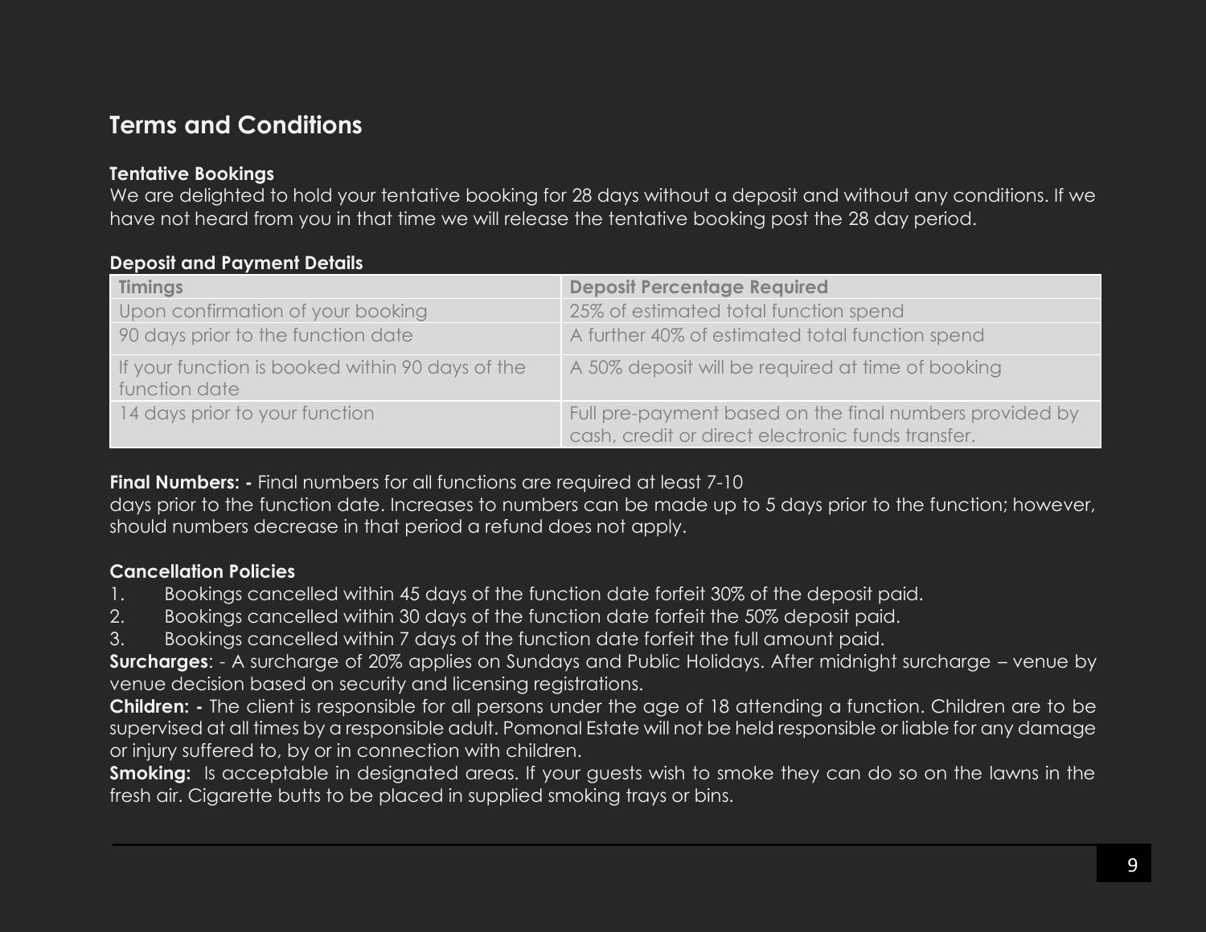# Terms and Conditions

**Tentative Bookings**

We are delighted to hold your tentative booking for 28 days without a deposit and without any conditions. If we have not heard from you in that time we will release the tentative booking post the 28 day period.

**Deposit and Payment Details**

| Timings | Deposit Percentage Required |
| --- | --- |
| Upon confirmation of your booking | 25% of estimated total function spend |
| 90 days prior to the function date | A further 40% of estimated total function spend |
| If your function is booked within 90 days of the function date | A 50% deposit will be required at time of booking |
| 14 days prior to your function | Full pre-payment based on the final numbers provided by cash, credit or direct electronic funds transfer. |

**Final Numbers: -** Final numbers for all functions are required at least 7-10 days prior to the function date. Increases to numbers can be made up to 5 days prior to the function; however, should numbers decrease in that period a refund does not apply.

**Cancellation Policies**

1. Bookings cancelled within 45 days of the function date forfeit 30% of the deposit paid.
2. Bookings cancelled within 30 days of the function date forfeit the 50% deposit paid.
3. Bookings cancelled within 7 days of the function date forfeit the full amount paid.

**Surcharges**: - A surcharge of 20% applies on Sundays and Public Holidays. After midnight surcharge – venue by venue decision based on security and licensing registrations.

**Children: -** The client is responsible for all persons under the age of 18 attending a function. Children are to be supervised at all times by a responsible adult. Pomonal Estate will not be held responsible or liable for any damage or injury suffered to, by or in connection with children.

**Smoking:** Is acceptable in designated areas. If your guests wish to smoke they can do so on the lawns in the fresh air. Cigarette butts to be placed in supplied smoking trays or bins.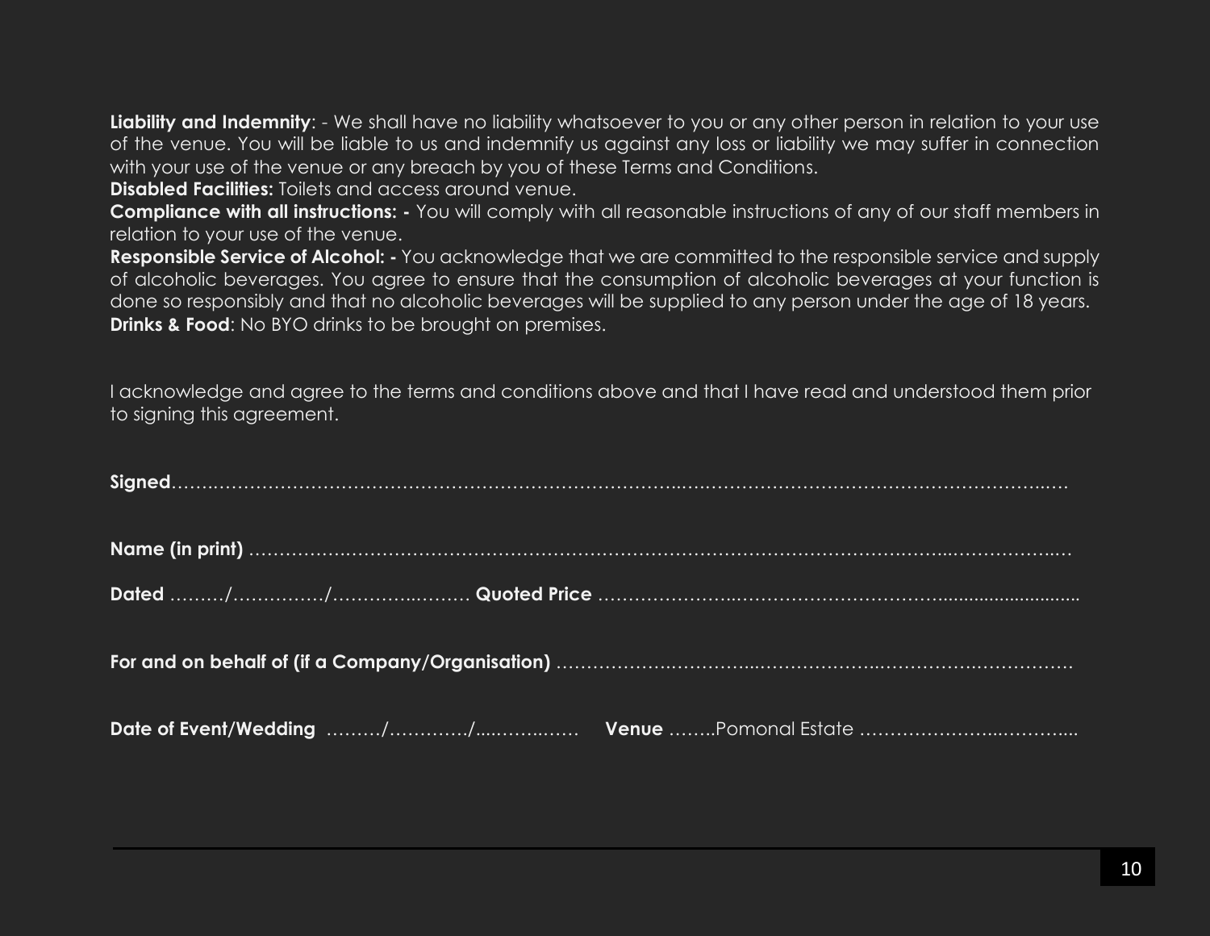**Liability and Indemnity**: - We shall have no liability whatsoever to you or any other person in relation to your use of the venue. You will be liable to us and indemnify us against any loss or liability we may suffer in connection with your use of the venue or any breach by you of these Terms and Conditions.
**Disabled Facilities:** Toilets and access around venue.
**Compliance with all instructions: -** You will comply with all reasonable instructions of any of our staff members in relation to your use of the venue.
**Responsible Service of Alcohol: -** You acknowledge that we are committed to the responsible service and supply of alcoholic beverages. You agree to ensure that the consumption of alcoholic beverages at your function is done so responsibly and that no alcoholic beverages will be supplied to any person under the age of 18 years.
**Drinks & Food**: No BYO drinks to be brought on premises.

I acknowledge and agree to the terms and conditions above and that I have read and understood them prior to signing this agreement.

**Signed**……………………………………………………………………………………………………………………………..…

**Name (in print)** ……………………………………………………………………………………………………………………

**Dated** ………/……………/…………..……… **Quoted Price** …………………..…………………………….........................

**For and on behalf of (if a Company/Organisation)** ……………….…………...……………….…………….……………

**Date of Event/Wedding** ………/…………/....……..…… **Venue** ……..Pomonal Estate …………………..………...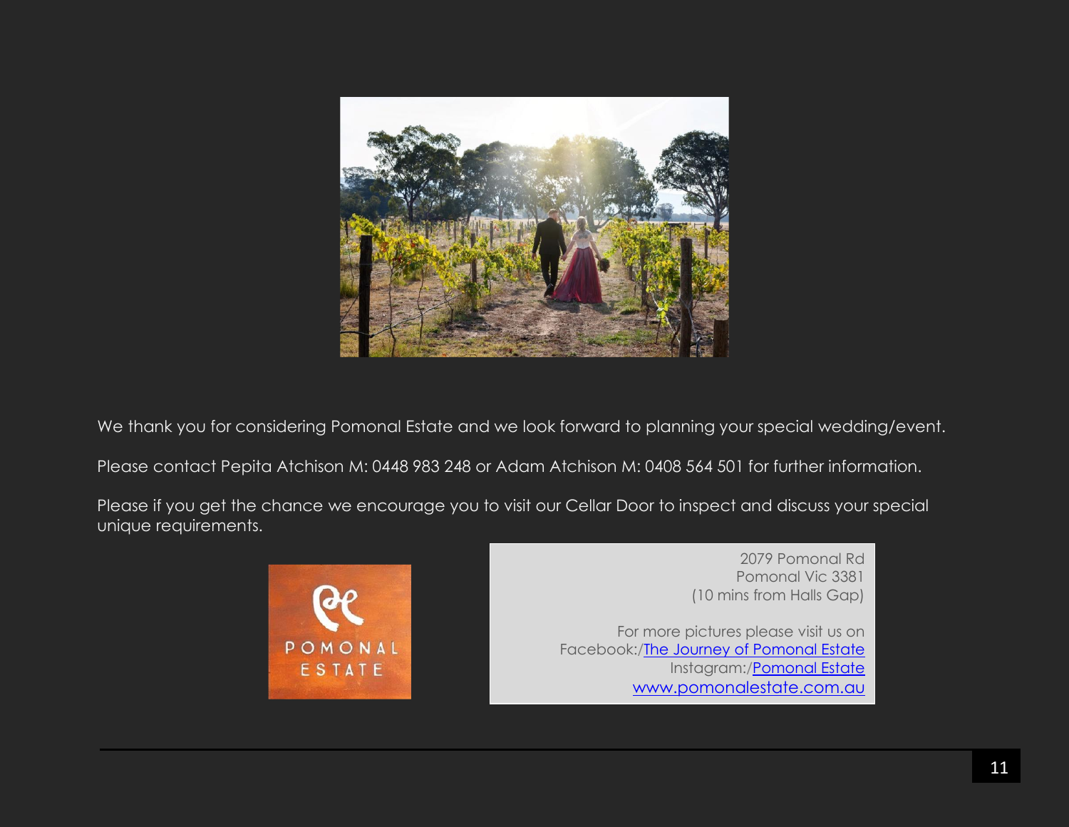We thank you for considering Pomonal Estate and we look forward to planning your special wedding/event.

Please contact Pepita Atchison M: 0448 983 248 or Adam Atchison M: 0408 564 501 for further information.

Please if you get the chance we encourage you to visit our Cellar Door to inspect and discuss your special unique requirements.

POMONAL ESTATE

2079 Pomonal Rd
Pomonal Vic 3381
(10 mins from Halls Gap)

For more pictures please visit us on
Facebook:/The Journey of Pomonal Estate
Instagram:/Pomonal Estate
www.pomonalestate.com.au